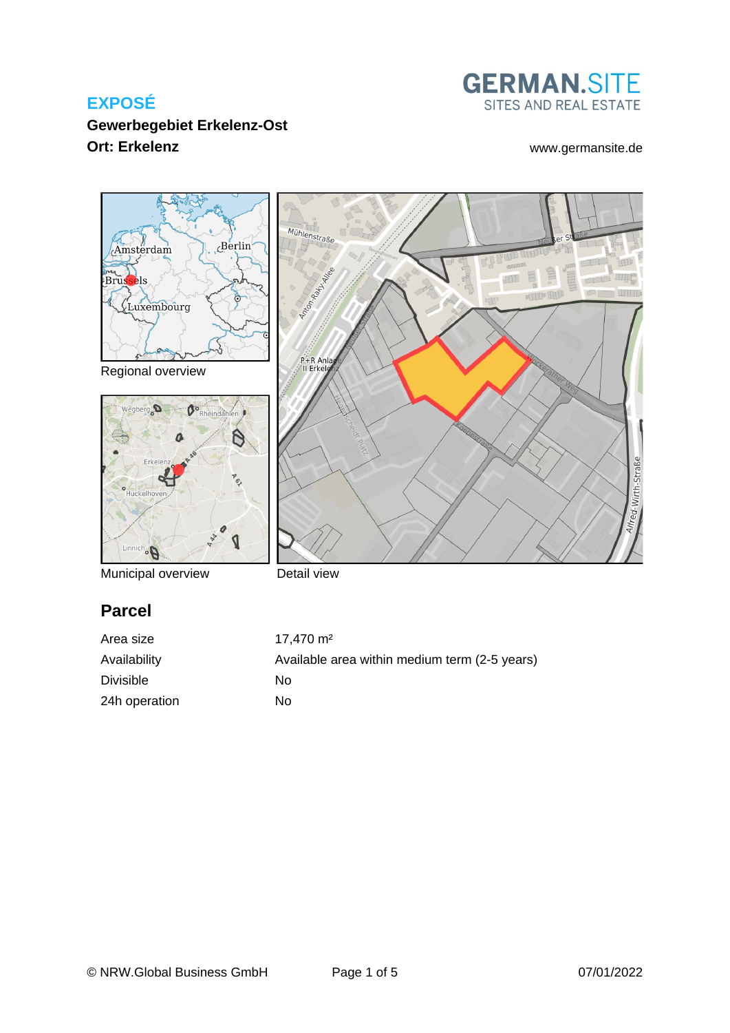# EXPOSÉ

**Gewerbegebiet Erkelenz-Ost**
**Ort: Erkelenz**

GERMAN.SITE
SITES AND REAL ESTATE

www.germansite.de

Regional overview

Municipal overview

Detail view

## Parcel

| | |
|---|---|
| Area size | 17,470 m² |
| Availability | Available area within medium term (2-5 years) |
| Divisible | No |
| 24h operation | No |

© NRW.Global Business GmbH

07/01/2022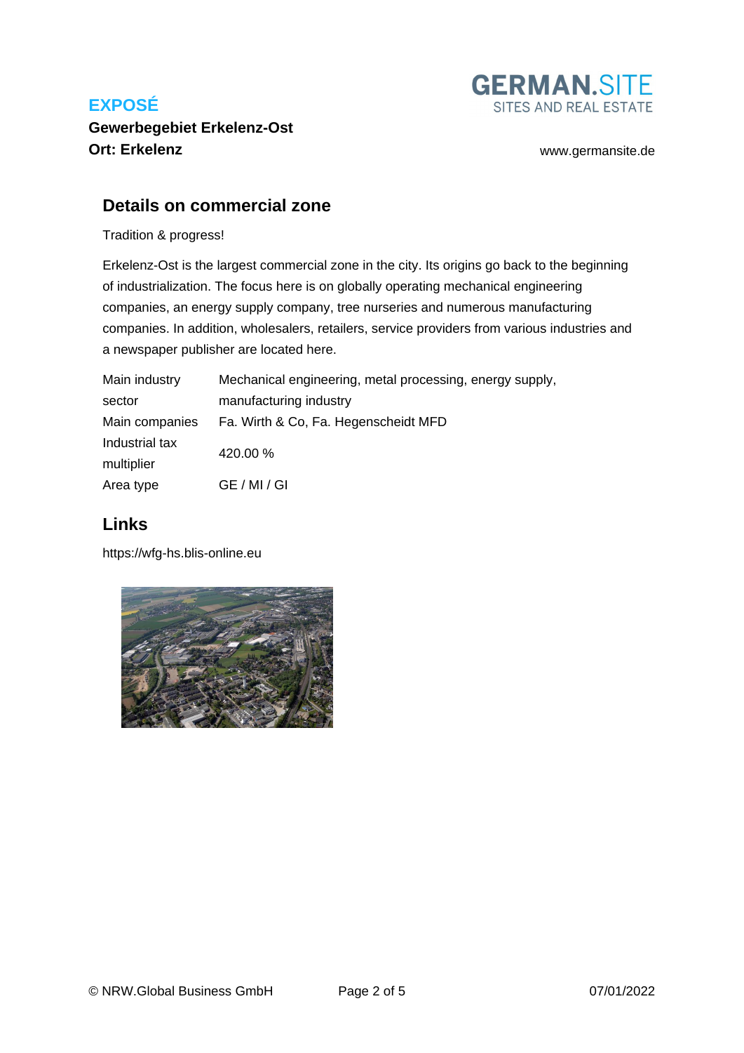## Details on commercial zone

Tradition & progress!

Erkelenz-Ost is the largest commercial zone in the city. Its origins go back to the beginning of industrialization. The focus here is on globally operating mechanical engineering companies, an energy supply company, tree nurseries and numerous manufacturing companies. In addition, wholesalers, retailers, service providers from various industries and a newspaper publisher are located here.

| | |
|---|---|
| Main industry sector | Mechanical engineering, metal processing, energy supply, manufacturing industry |
| Main companies | Fa. Wirth & Co, Fa. Hegenscheidt MFD |
| Industrial tax multiplier | 420.00 % |
| Area type | GE / MI / GI |

## Links

https://wfg-hs.blis-online.eu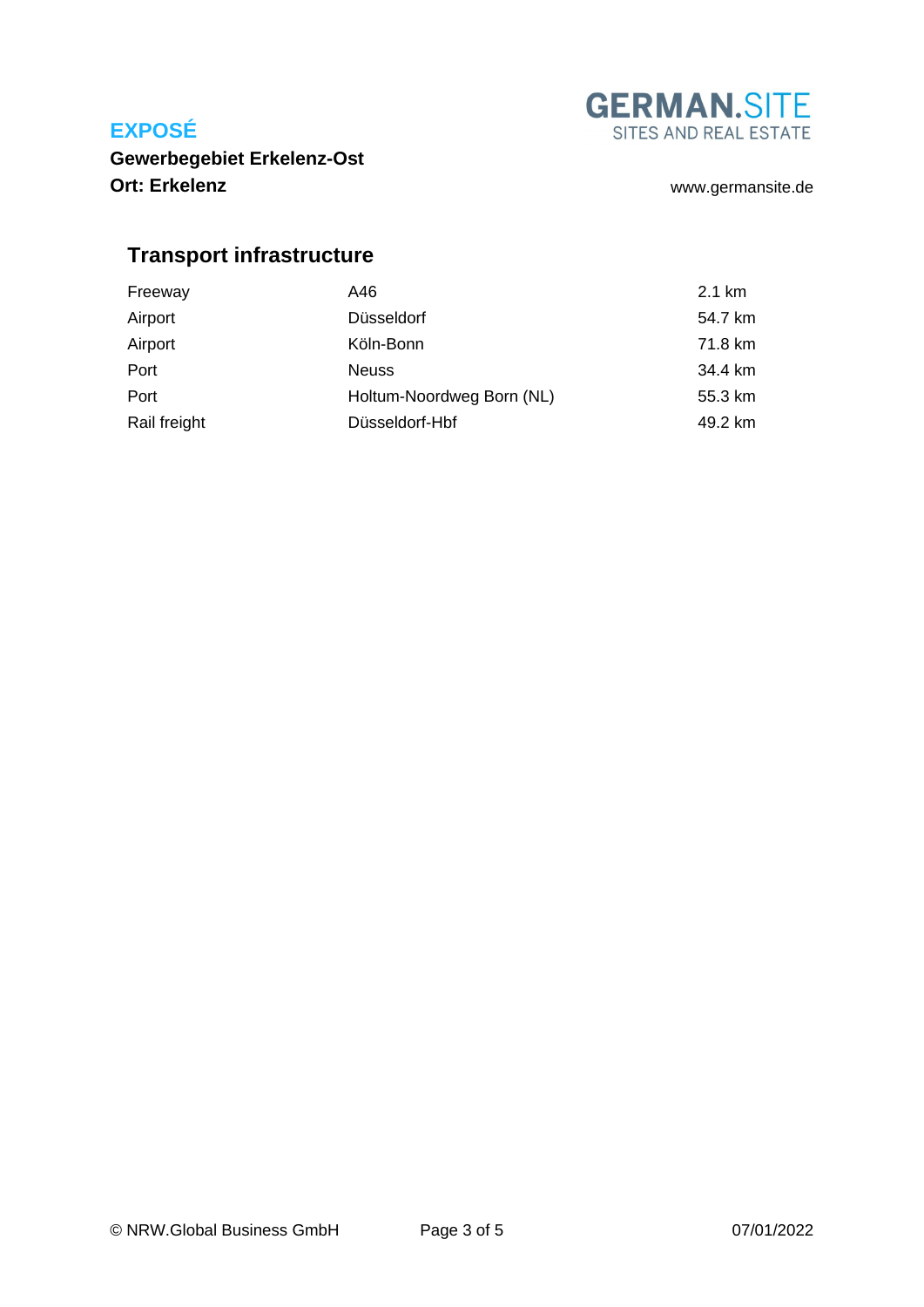## Transport infrastructure

| | | |
|---|---|---|
| Freeway | A46 | 2.1 km |
| Airport | Düsseldorf | 54.7 km |
| Airport | Köln-Bonn | 71.8 km |
| Port | Neuss | 34.4 km |
| Port | Holtum-Noordweg Born (NL) | 55.3 km |
| Rail freight | Düsseldorf-Hbf | 49.2 km |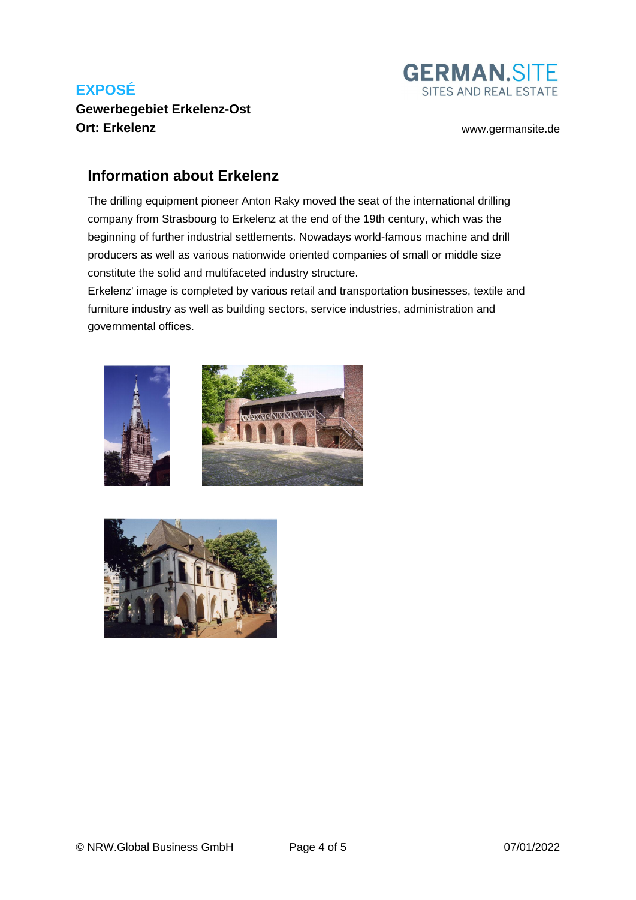## Information about Erkelenz

The drilling equipment pioneer Anton Raky moved the seat of the international drilling company from Strasbourg to Erkelenz at the end of the 19th century, which was the beginning of further industrial settlements. Nowadays world-famous machine and drill producers as well as various nationwide oriented companies of small or middle size constitute the solid and multifaceted industry structure.
Erkelenz' image is completed by various retail and transportation businesses, textile and furniture industry as well as building sectors, service industries, administration and governmental offices.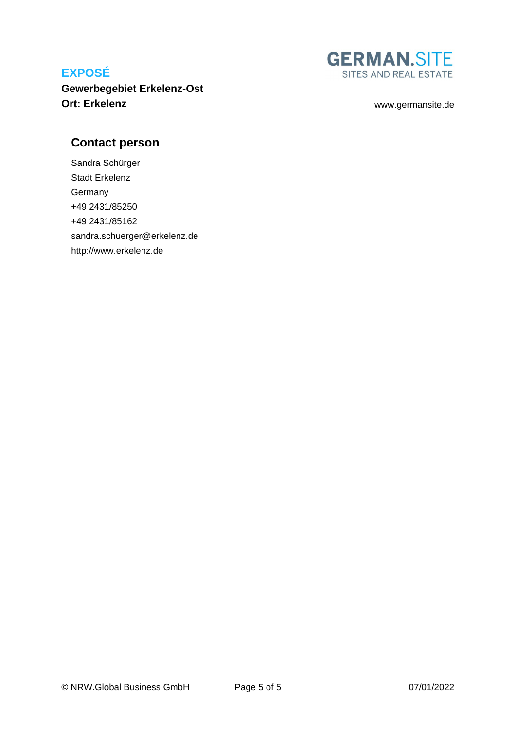## Contact person

Sandra Schürger
Stadt Erkelenz
Germany
+49 2431/85250
+49 2431/85162
sandra.schuerger@erkelenz.de
http://www.erkelenz.de